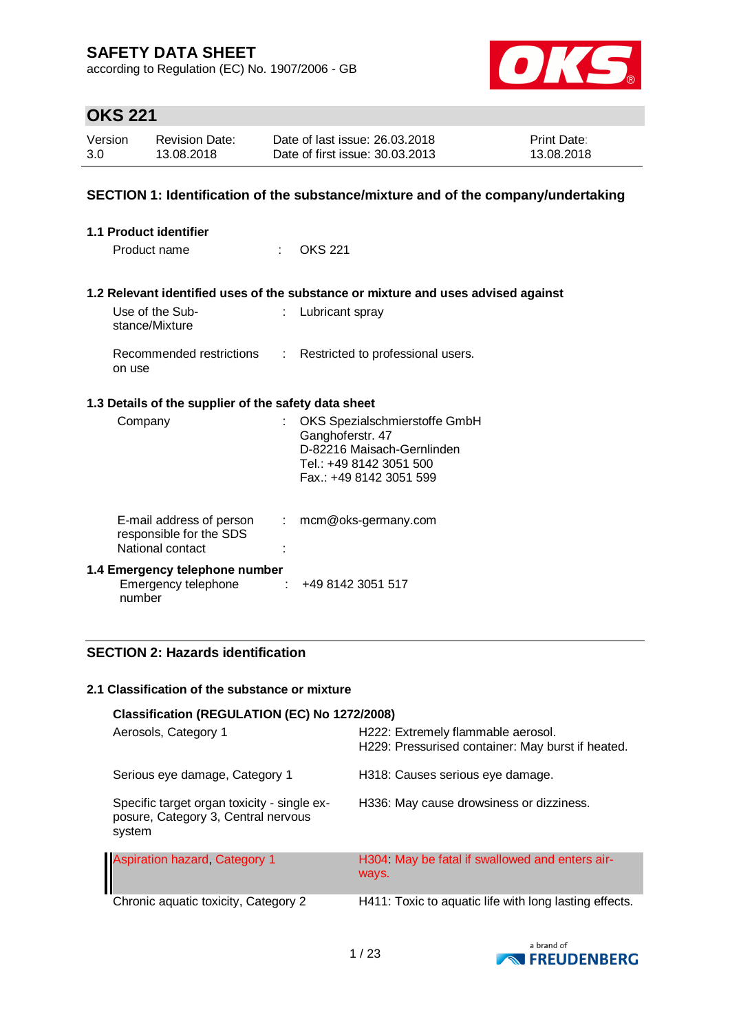# SAFETY DATA SHEET

according to Regulation (EC) No. 1907/2006 - GB

## OKS 221

| Version | Revision Date: | Date of last issue: 26.03.2018 | Print Date: |
|---|---|---|---|
| 3.0 | 13.08.2018 | Date of first issue: 30.03.2013 | 13.08.2018 |

## SECTION 1: Identification of the substance/mixture and of the company/undertaking

### 1.1 Product identifier

Product name : OKS 221

### 1.2 Relevant identified uses of the substance or mixture and uses advised against

Use of the Substance/Mixture : Lubricant spray

Recommended restrictions on use : Restricted to professional users.

### 1.3 Details of the supplier of the safety data sheet

Company : OKS Spezialschmierstoffe GmbH
Ganghoferstr. 47
D-82216 Maisach-Gernlinden
Tel.: +49 8142 3051 500
Fax.: +49 8142 3051 599

E-mail address of person responsible for the SDS : mcm@oks-germany.com

National contact :

### 1.4 Emergency telephone number

Emergency telephone number : +49 8142 3051 517

## SECTION 2: Hazards identification

### 2.1 Classification of the substance or mixture

**Classification (REGULATION (EC) No 1272/2008)**

| Classification | Hazard statement |
|---|---|
| Aerosols, Category 1 | H222: Extremely flammable aerosol.<br>H229: Pressurised container: May burst if heated. |
| Serious eye damage, Category 1 | H318: Causes serious eye damage. |
| Specific target organ toxicity - single exposure, Category 3, Central nervous system | H336: May cause drowsiness or dizziness. |
| Aspiration hazard, Category 1 | H304: May be fatal if swallowed and enters airways. |
| Chronic aquatic toxicity, Category 2 | H411: Toxic to aquatic life with long lasting effects. |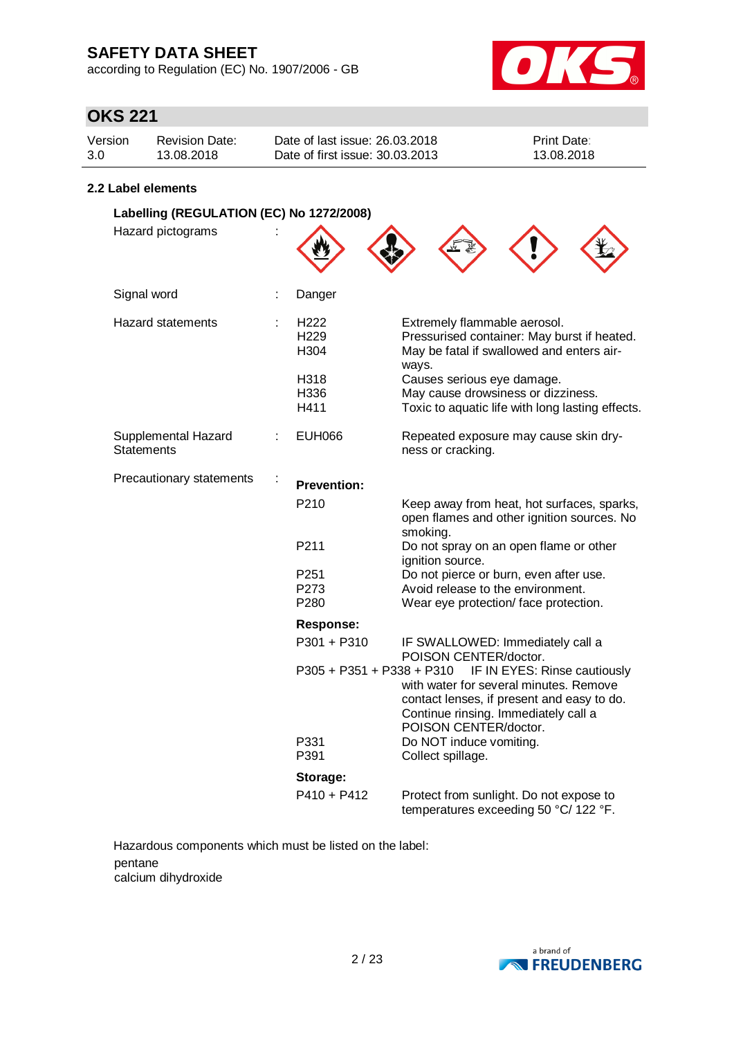## 2.2 Label elements

### Labelling (REGULATION (EC) No 1272/2008)

Hazard pictograms :

Signal word : Danger

Hazard statements :

| | |
|---|---|
| H222 | Extremely flammable aerosol. |
| H229 | Pressurised container: May burst if heated. |
| H304 | May be fatal if swallowed and enters airways. |
| H318 | Causes serious eye damage. |
| H336 | May cause drowsiness or dizziness. |
| H411 | Toxic to aquatic life with long lasting effects. |

Supplemental Hazard Statements :

| | |
|---|---|
| EUH066 | Repeated exposure may cause skin dryness or cracking. |

Precautionary statements :

**Prevention:**

| | |
|---|---|
| P210 | Keep away from heat, hot surfaces, sparks, open flames and other ignition sources. No smoking. |
| P211 | Do not spray on an open flame or other ignition source. |
| P251 | Do not pierce or burn, even after use. |
| P273 | Avoid release to the environment. |
| P280 | Wear eye protection/ face protection. |

**Response:**

| | |
|---|---|
| P301 + P310 | IF SWALLOWED: Immediately call a POISON CENTER/doctor. |
| P305 + P351 + P338 + P310 | IF IN EYES: Rinse cautiously with water for several minutes. Remove contact lenses, if present and easy to do. Continue rinsing. Immediately call a POISON CENTER/doctor. |
| P331 | Do NOT induce vomiting. |
| P391 | Collect spillage. |

**Storage:**

| | |
|---|---|
| P410 + P412 | Protect from sunlight. Do not expose to temperatures exceeding 50 °C/ 122 °F. |

Hazardous components which must be listed on the label:

pentane
calcium dihydroxide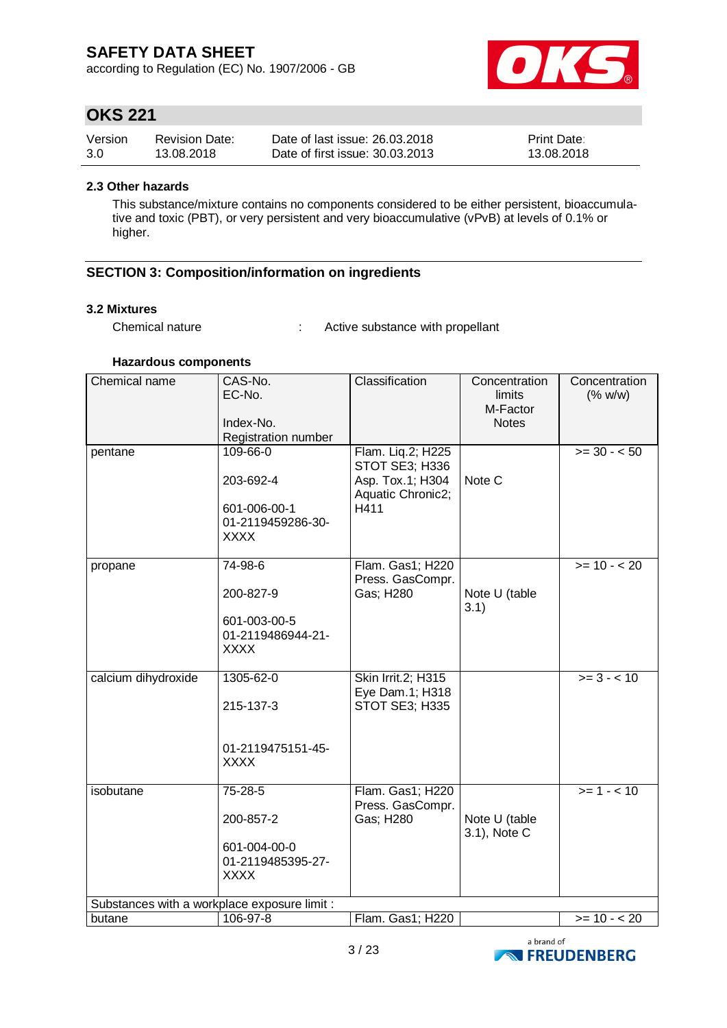## 2.3 Other hazards

This substance/mixture contains no components considered to be either persistent, bioaccumulative and toxic (PBT), or very persistent and very bioaccumulative (vPvB) at levels of 0.1% or higher.

## SECTION 3: Composition/information on ingredients

### 3.2 Mixtures

Chemical nature : Active substance with propellant

**Hazardous components**

| Chemical name | CAS-No.<br>EC-No.<br><br>Index-No.<br>Registration number | Classification | Concentration limits<br>M-Factor<br>Notes | Concentration (% w/w) |
|---|---|---|---|---|
| pentane | 109-66-0<br><br>203-692-4<br><br>601-006-00-1<br>01-2119459286-30-XXXX | Flam. Liq.2; H225<br>STOT SE3; H336<br>Asp. Tox.1; H304<br>Aquatic Chronic2; H411 | Note C | >= 30 - < 50 |
| propane | 74-98-6<br><br>200-827-9<br><br>601-003-00-5<br>01-2119486944-21-XXXX | Flam. Gas1; H220<br>Press. GasCompr. Gas; H280 | Note U (table 3.1) | >= 10 - < 20 |
| calcium dihydroxide | 1305-62-0<br><br>215-137-3<br><br><br>01-2119475151-45-XXXX | Skin Irrit.2; H315<br>Eye Dam.1; H318<br>STOT SE3; H335 | | >= 3 - < 10 |
| isobutane | 75-28-5<br><br>200-857-2<br><br>601-004-00-0<br>01-2119485395-27-XXXX | Flam. Gas1; H220<br>Press. GasCompr. Gas; H280 | Note U (table 3.1), Note C | >= 1 - < 10 |
| Substances with a workplace exposure limit : | | | | |
| butane | 106-97-8 | Flam. Gas1; H220 | | >= 10 - < 20 |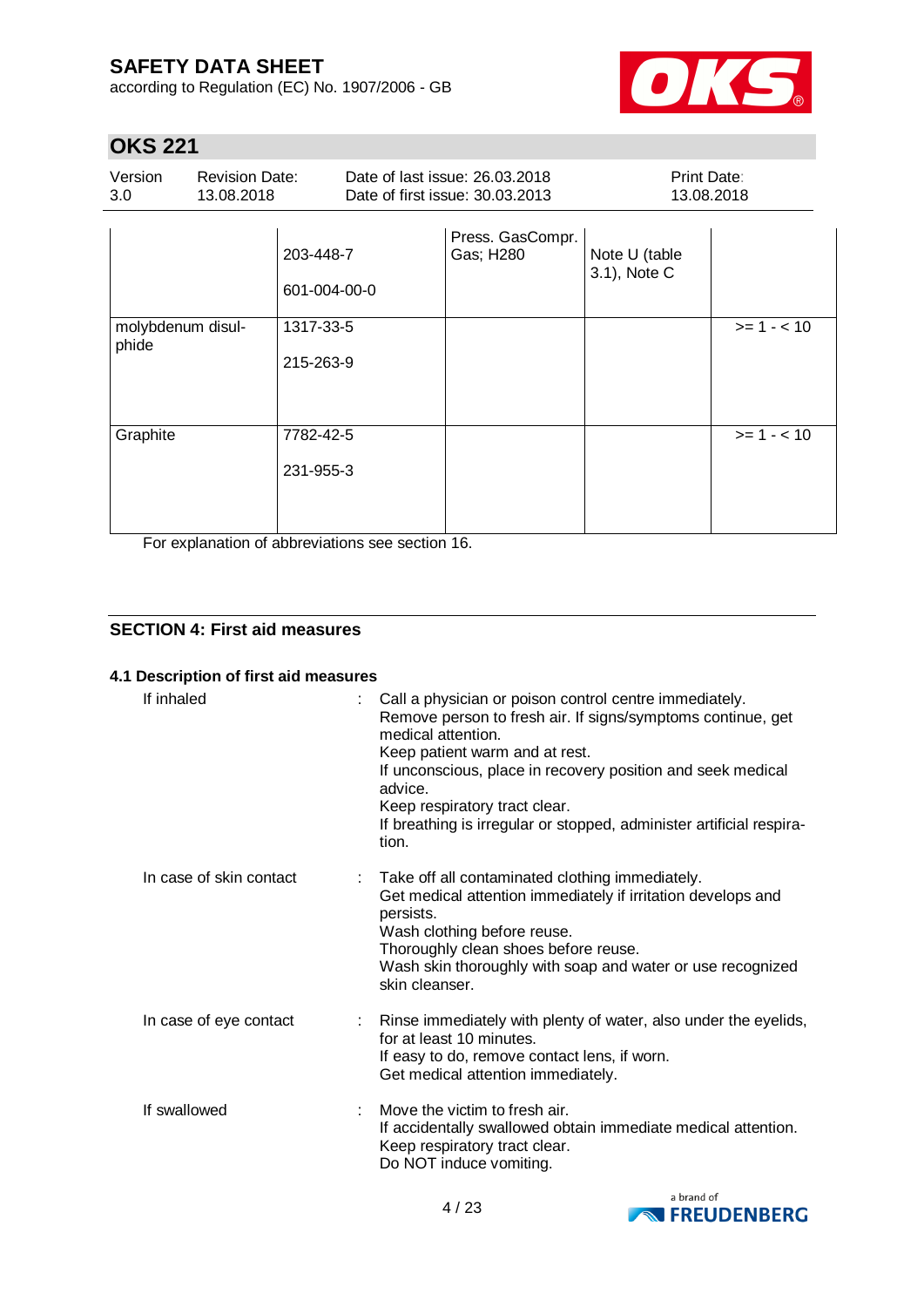| | | | | |
|---|---|---|---|---|
| | 203-448-7<br><br>601-004-00-0 | Press. GasCompr. Gas; H280 | Note U (table 3.1), Note C | |
| molybdenum disul-phide | 1317-33-5<br><br>215-263-9 | | | >= 1 - < 10 |
| Graphite | 7782-42-5<br><br>231-955-3 | | | >= 1 - < 10 |

For explanation of abbreviations see section 16.

## SECTION 4: First aid measures

### 4.1 Description of first aid measures

If inhaled : Call a physician or poison control centre immediately.
Remove person to fresh air. If signs/symptoms continue, get medical attention.
Keep patient warm and at rest.
If unconscious, place in recovery position and seek medical advice.
Keep respiratory tract clear.
If breathing is irregular or stopped, administer artificial respiration.

In case of skin contact : Take off all contaminated clothing immediately.
Get medical attention immediately if irritation develops and persists.
Wash clothing before reuse.
Thoroughly clean shoes before reuse.
Wash skin thoroughly with soap and water or use recognized skin cleanser.

In case of eye contact : Rinse immediately with plenty of water, also under the eyelids, for at least 10 minutes.
If easy to do, remove contact lens, if worn.
Get medical attention immediately.

If swallowed : Move the victim to fresh air.
If accidentally swallowed obtain immediate medical attention.
Keep respiratory tract clear.
Do NOT induce vomiting.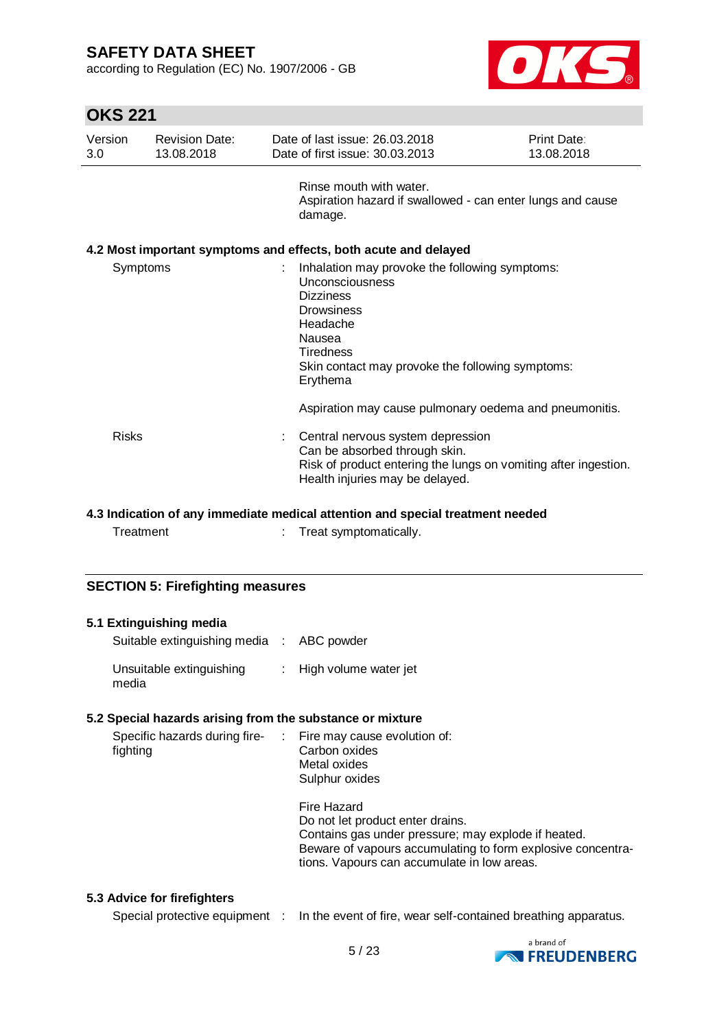Rinse mouth with water.
Aspiration hazard if swallowed - can enter lungs and cause damage.

### 4.2 Most important symptoms and effects, both acute and delayed

Symptoms : Inhalation may provoke the following symptoms:
Unconsciousness
Dizziness
Drowsiness
Headache
Nausea
Tiredness
Skin contact may provoke the following symptoms:
Erythema

Aspiration may cause pulmonary oedema and pneumonitis.

Risks : Central nervous system depression
Can be absorbed through skin.
Risk of product entering the lungs on vomiting after ingestion.
Health injuries may be delayed.

### 4.3 Indication of any immediate medical attention and special treatment needed

Treatment : Treat symptomatically.

## SECTION 5: Firefighting measures

### 5.1 Extinguishing media

Suitable extinguishing media : ABC powder

Unsuitable extinguishing media : High volume water jet

### 5.2 Special hazards arising from the substance or mixture

Specific hazards during fire-fighting : Fire may cause evolution of:
Carbon oxides
Metal oxides
Sulphur oxides

Fire Hazard
Do not let product enter drains.
Contains gas under pressure; may explode if heated.
Beware of vapours accumulating to form explosive concentrations. Vapours can accumulate in low areas.

### 5.3 Advice for firefighters

Special protective equipment : In the event of fire, wear self-contained breathing apparatus.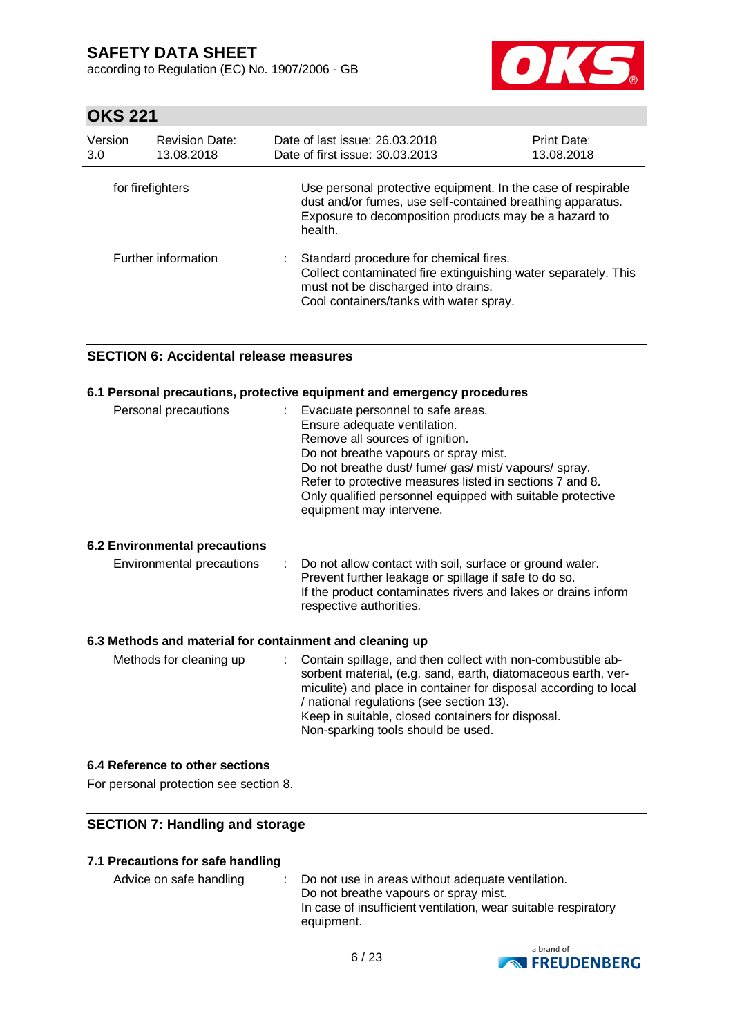| | | |
|---|---|---|
| for firefighters | | Use personal protective equipment. In the case of respirable dust and/or fumes, use self-contained breathing apparatus. Exposure to decomposition products may be a hazard to health. |
| Further information | : | Standard procedure for chemical fires.<br>Collect contaminated fire extinguishing water separately. This must not be discharged into drains.<br>Cool containers/tanks with water spray. |

## SECTION 6: Accidental release measures

### 6.1 Personal precautions, protective equipment and emergency procedures

| | | |
|---|---|---|
| Personal precautions | : | Evacuate personnel to safe areas.<br>Ensure adequate ventilation.<br>Remove all sources of ignition.<br>Do not breathe vapours or spray mist.<br>Do not breathe dust/ fume/ gas/ mist/ vapours/ spray.<br>Refer to protective measures listed in sections 7 and 8.<br>Only qualified personnel equipped with suitable protective equipment may intervene. |

### 6.2 Environmental precautions

| | | |
|---|---|---|
| Environmental precautions | : | Do not allow contact with soil, surface or ground water.<br>Prevent further leakage or spillage if safe to do so.<br>If the product contaminates rivers and lakes or drains inform respective authorities. |

### 6.3 Methods and material for containment and cleaning up

| | | |
|---|---|---|
| Methods for cleaning up | : | Contain spillage, and then collect with non-combustible absorbent material, (e.g. sand, earth, diatomaceous earth, vermiculite) and place in container for disposal according to local / national regulations (see section 13).<br>Keep in suitable, closed containers for disposal.<br>Non-sparking tools should be used. |

### 6.4 Reference to other sections

For personal protection see section 8.

## SECTION 7: Handling and storage

### 7.1 Precautions for safe handling

| | | |
|---|---|---|
| Advice on safe handling | : | Do not use in areas without adequate ventilation.<br>Do not breathe vapours or spray mist.<br>In case of insufficient ventilation, wear suitable respiratory equipment. |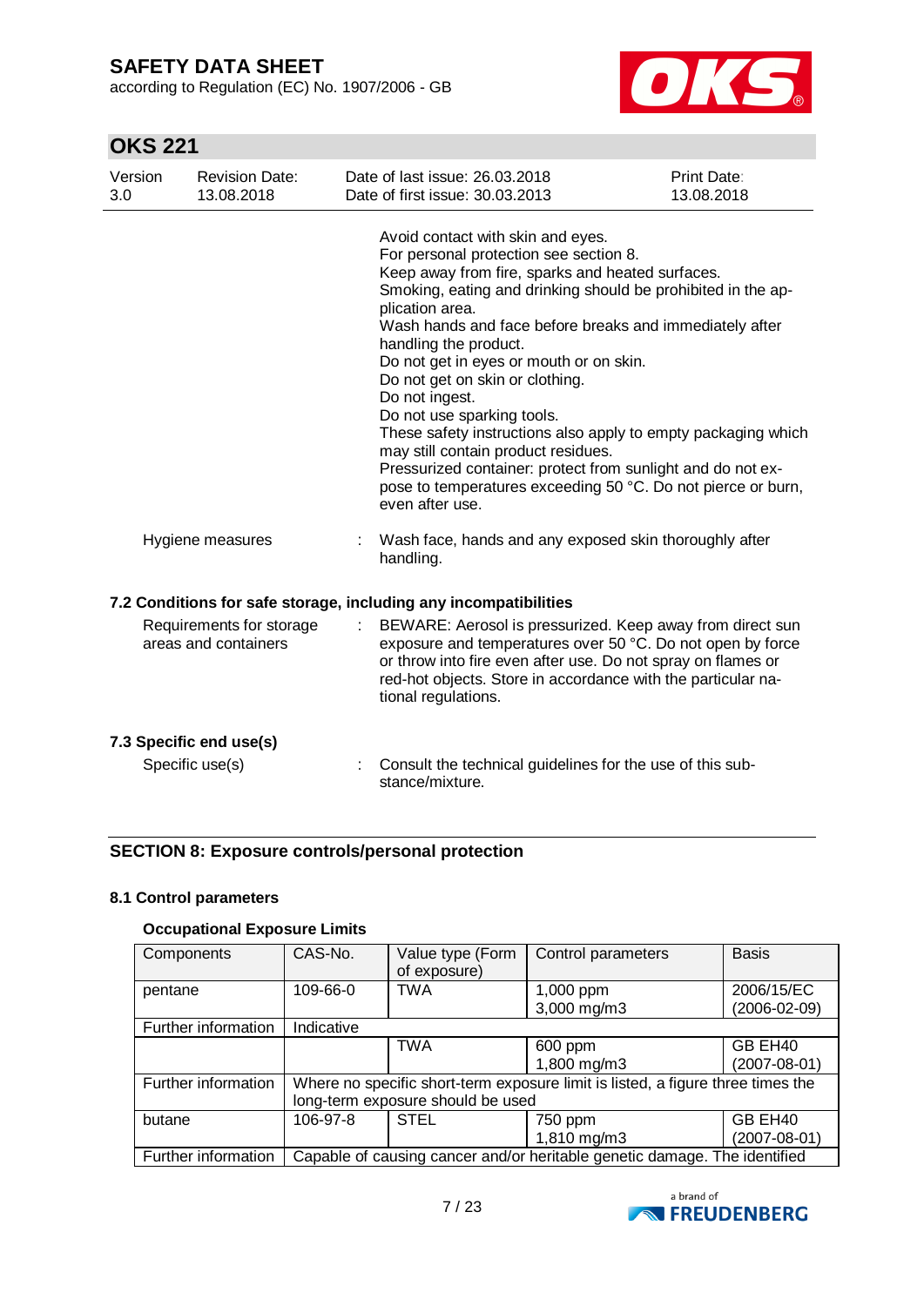Avoid contact with skin and eyes.
For personal protection see section 8.
Keep away from fire, sparks and heated surfaces.
Smoking, eating and drinking should be prohibited in the application area.
Wash hands and face before breaks and immediately after handling the product.
Do not get in eyes or mouth or on skin.
Do not get on skin or clothing.
Do not ingest.
Do not use sparking tools.
These safety instructions also apply to empty packaging which may still contain product residues.
Pressurized container: protect from sunlight and do not expose to temperatures exceeding 50 °C. Do not pierce or burn, even after use.

Hygiene measures : Wash face, hands and any exposed skin thoroughly after handling.

### 7.2 Conditions for safe storage, including any incompatibilities

Requirements for storage areas and containers : BEWARE: Aerosol is pressurized. Keep away from direct sun exposure and temperatures over 50 °C. Do not open by force or throw into fire even after use. Do not spray on flames or red-hot objects. Store in accordance with the particular national regulations.

### 7.3 Specific end use(s)

Specific use(s) : Consult the technical guidelines for the use of this substance/mixture.

## SECTION 8: Exposure controls/personal protection

### 8.1 Control parameters

#### Occupational Exposure Limits

| Components | CAS-No. | Value type (Form of exposure) | Control parameters | Basis |
|---|---|---|---|---|
| pentane | 109-66-0 | TWA | 1,000 ppm<br>3,000 mg/m3 | 2006/15/EC<br>(2006-02-09) |
| Further information | Indicative | | | |
| | | TWA | 600 ppm<br>1,800 mg/m3 | GB EH40<br>(2007-08-01) |
| Further information | Where no specific short-term exposure limit is listed, a figure three times the long-term exposure should be used | | | |
| butane | 106-97-8 | STEL | 750 ppm<br>1,810 mg/m3 | GB EH40<br>(2007-08-01) |
| Further information | Capable of causing cancer and/or heritable genetic damage. The identified | | | |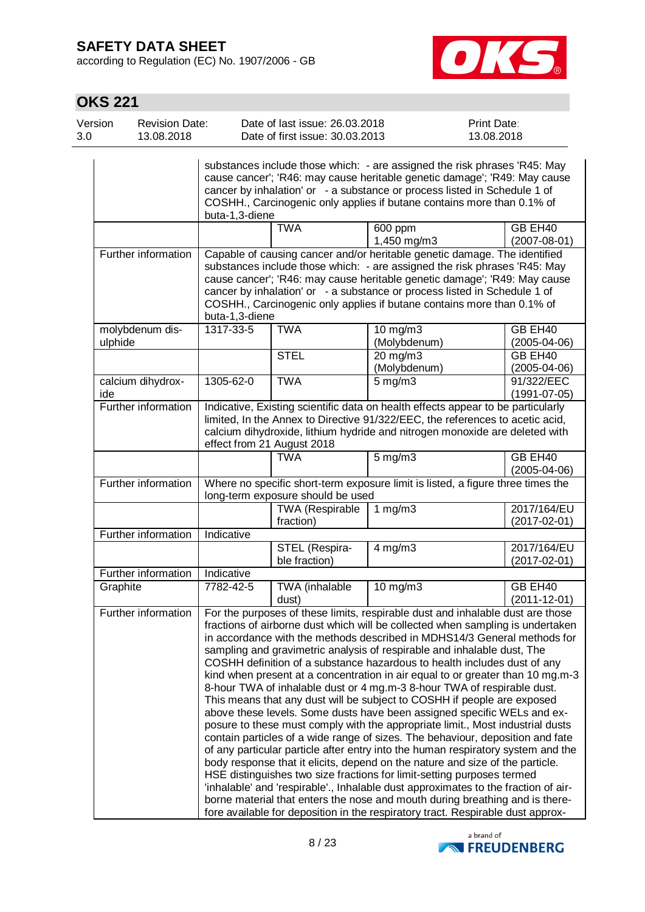| | | | | |
|---|---|---|---|---|
| | substances include those which: - are assigned the risk phrases 'R45: May cause cancer'; 'R46: may cause heritable genetic damage'; 'R49: May cause cancer by inhalation' or - a substance or process listed in Schedule 1 of COSHH., Carcinogenic only applies if butane contains more than 0.1% of buta-1,3-diene | | | |
| | | TWA | 600 ppm<br>1,450 mg/m3 | GB EH40<br>(2007-08-01) |
| Further information | Capable of causing cancer and/or heritable genetic damage. The identified substances include those which: - are assigned the risk phrases 'R45: May cause cancer'; 'R46: may cause heritable genetic damage'; 'R49: May cause cancer by inhalation' or - a substance or process listed in Schedule 1 of COSHH., Carcinogenic only applies if butane contains more than 0.1% of buta-1,3-diene | | | |
| molybdenum disulphide | 1317-33-5 | TWA | 10 mg/m3<br>(Molybdenum) | GB EH40<br>(2005-04-06) |
| | | STEL | 20 mg/m3<br>(Molybdenum) | GB EH40<br>(2005-04-06) |
| calcium dihydroxide | 1305-62-0 | TWA | 5 mg/m3 | 91/322/EEC<br>(1991-07-05) |
| Further information | Indicative, Existing scientific data on health effects appear to be particularly limited, In the Annex to Directive 91/322/EEC, the references to acetic acid, calcium dihydroxide, lithium hydride and nitrogen monoxide are deleted with effect from 21 August 2018 | | | |
| | | TWA | 5 mg/m3 | GB EH40<br>(2005-04-06) |
| Further information | Where no specific short-term exposure limit is listed, a figure three times the long-term exposure should be used | | | |
| | | TWA (Respirable fraction) | 1 mg/m3 | 2017/164/EU<br>(2017-02-01) |
| Further information | Indicative | | | |
| | | STEL (Respirable fraction) | 4 mg/m3 | 2017/164/EU<br>(2017-02-01) |
| Further information | Indicative | | | |
| Graphite | 7782-42-5 | TWA (inhalable dust) | 10 mg/m3 | GB EH40<br>(2011-12-01) |
| Further information | For the purposes of these limits, respirable dust and inhalable dust are those fractions of airborne dust which will be collected when sampling is undertaken in accordance with the methods described in MDHS14/3 General methods for sampling and gravimetric analysis of respirable and inhalable dust, The COSHH definition of a substance hazardous to health includes dust of any kind when present at a concentration in air equal to or greater than 10 mg.m-3 8-hour TWA of inhalable dust or 4 mg.m-3 8-hour TWA of respirable dust. This means that any dust will be subject to COSHH if people are exposed above these levels. Some dusts have been assigned specific WELs and exposure to these must comply with the appropriate limit., Most industrial dusts contain particles of a wide range of sizes. The behaviour, deposition and fate of any particular particle after entry into the human respiratory system and the body response that it elicits, depend on the nature and size of the particle. HSE distinguishes two size fractions for limit-setting purposes termed 'inhalable' and 'respirable'., Inhalable dust approximates to the fraction of airborne material that enters the nose and mouth during breathing and is therefore available for deposition in the respiratory tract. Respirable dust approx- | | | |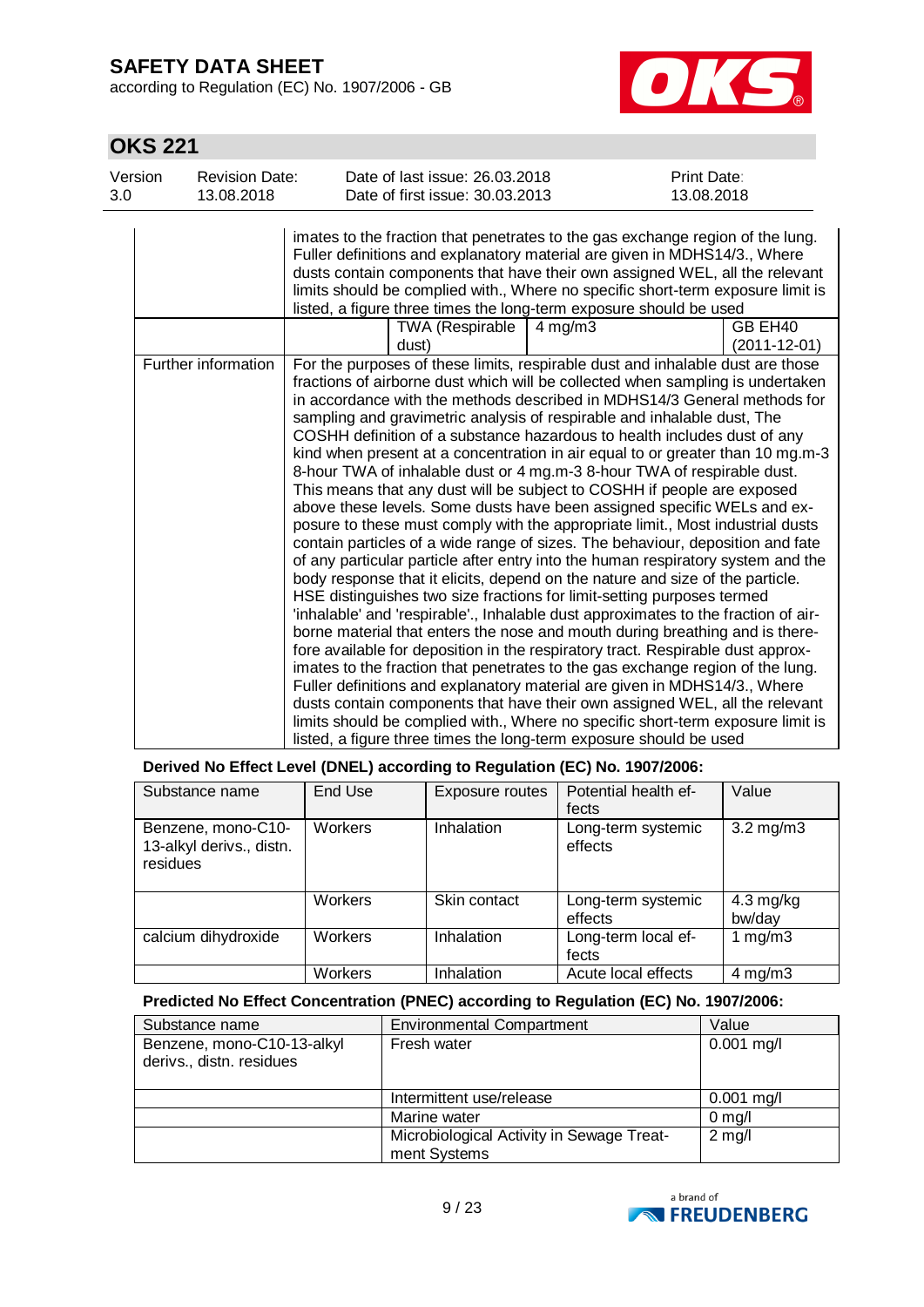| | | | | |
|---|---|---|---|---|
| | imates to the fraction that penetrates to the gas exchange region of the lung. Fuller definitions and explanatory material are given in MDHS14/3., Where dusts contain components that have their own assigned WEL, all the relevant limits should be complied with., Where no specific short-term exposure limit is listed, a figure three times the long-term exposure should be used | | | |
| | | TWA (Respirable dust) | 4 mg/m3 | GB EH40 (2011-12-01) |
| Further information | For the purposes of these limits, respirable dust and inhalable dust are those fractions of airborne dust which will be collected when sampling is undertaken in accordance with the methods described in MDHS14/3 General methods for sampling and gravimetric analysis of respirable and inhalable dust, The COSHH definition of a substance hazardous to health includes dust of any kind when present at a concentration in air equal to or greater than 10 mg.m-3 8-hour TWA of inhalable dust or 4 mg.m-3 8-hour TWA of respirable dust. This means that any dust will be subject to COSHH if people are exposed above these levels. Some dusts have been assigned specific WELs and exposure to these must comply with the appropriate limit., Most industrial dusts contain particles of a wide range of sizes. The behaviour, deposition and fate of any particular particle after entry into the human respiratory system and the body response that it elicits, depend on the nature and size of the particle. HSE distinguishes two size fractions for limit-setting purposes termed 'inhalable' and 'respirable'., Inhalable dust approximates to the fraction of airborne material that enters the nose and mouth during breathing and is therefore available for deposition in the respiratory tract. Respirable dust approximates to the fraction that penetrates to the gas exchange region of the lung. Fuller definitions and explanatory material are given in MDHS14/3., Where dusts contain components that have their own assigned WEL, all the relevant limits should be complied with., Where no specific short-term exposure limit is listed, a figure three times the long-term exposure should be used | | | |

**Derived No Effect Level (DNEL) according to Regulation (EC) No. 1907/2006:**

| Substance name | End Use | Exposure routes | Potential health effects | Value |
|---|---|---|---|---|
| Benzene, mono-C10-13-alkyl derivs., distn. residues | Workers | Inhalation | Long-term systemic effects | 3.2 mg/m3 |
| | Workers | Skin contact | Long-term systemic effects | 4.3 mg/kg bw/day |
| calcium dihydroxide | Workers | Inhalation | Long-term local effects | 1 mg/m3 |
| | Workers | Inhalation | Acute local effects | 4 mg/m3 |

**Predicted No Effect Concentration (PNEC) according to Regulation (EC) No. 1907/2006:**

| Substance name | Environmental Compartment | Value |
|---|---|---|
| Benzene, mono-C10-13-alkyl derivs., distn. residues | Fresh water | 0.001 mg/l |
| | Intermittent use/release | 0.001 mg/l |
| | Marine water | 0 mg/l |
| | Microbiological Activity in Sewage Treatment Systems | 2 mg/l |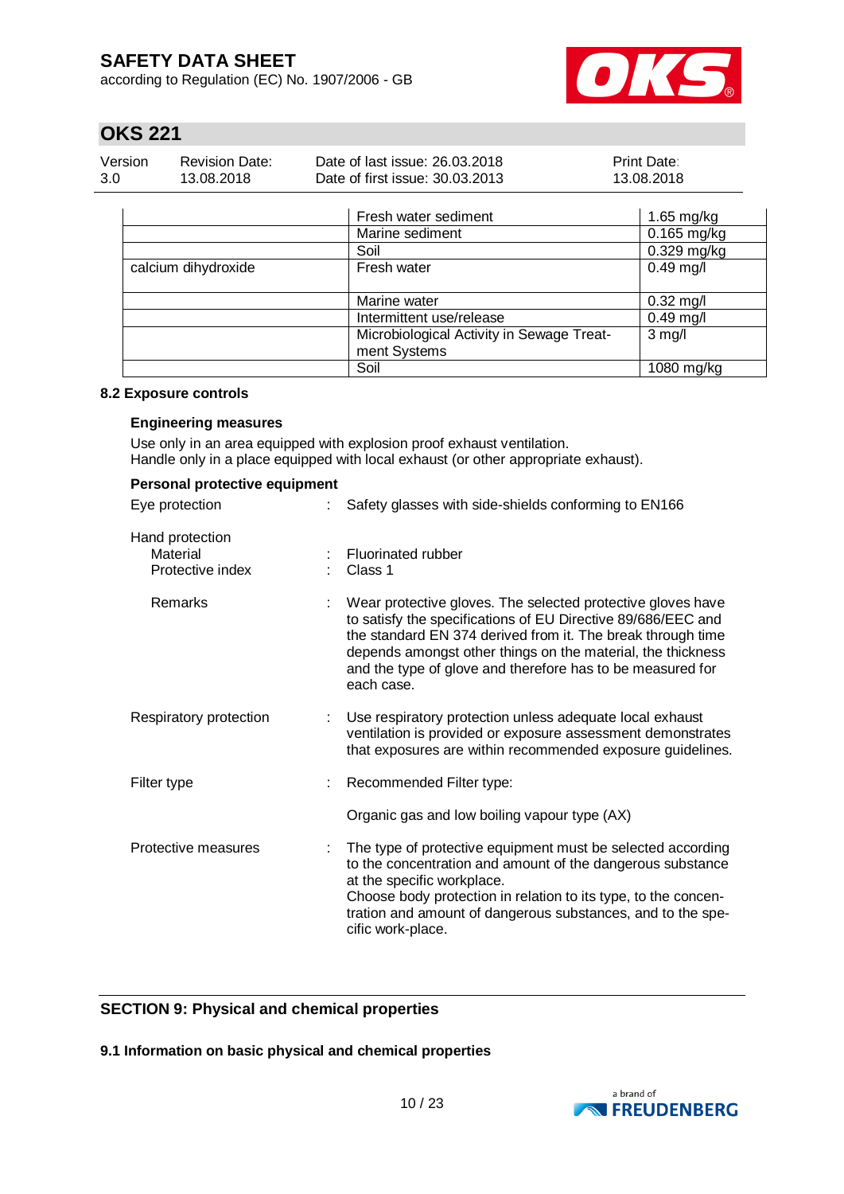| | | |
|---|---|---|
| | Fresh water sediment | 1.65 mg/kg |
| | Marine sediment | 0.165 mg/kg |
| | Soil | 0.329 mg/kg |
| calcium dihydroxide | Fresh water | 0.49 mg/l |
| | Marine water | 0.32 mg/l |
| | Intermittent use/release | 0.49 mg/l |
| | Microbiological Activity in Sewage Treatment Systems | 3 mg/l |
| | Soil | 1080 mg/kg |

### 8.2 Exposure controls

**Engineering measures**

Use only in an area equipped with explosion proof exhaust ventilation.
Handle only in a place equipped with local exhaust (or other appropriate exhaust).

**Personal protective equipment**

Eye protection : Safety glasses with side-shields conforming to EN166

Hand protection
Material : Fluorinated rubber
Protective index : Class 1

Remarks : Wear protective gloves. The selected protective gloves have to satisfy the specifications of EU Directive 89/686/EEC and the standard EN 374 derived from it. The break through time depends amongst other things on the material, the thickness and the type of glove and therefore has to be measured for each case.

Respiratory protection : Use respiratory protection unless adequate local exhaust ventilation is provided or exposure assessment demonstrates that exposures are within recommended exposure guidelines.

Filter type : Recommended Filter type:

Organic gas and low boiling vapour type (AX)

Protective measures : The type of protective equipment must be selected according to the concentration and amount of the dangerous substance at the specific workplace.
Choose body protection in relation to its type, to the concentration and amount of dangerous substances, and to the specific work-place.

## SECTION 9: Physical and chemical properties

### 9.1 Information on basic physical and chemical properties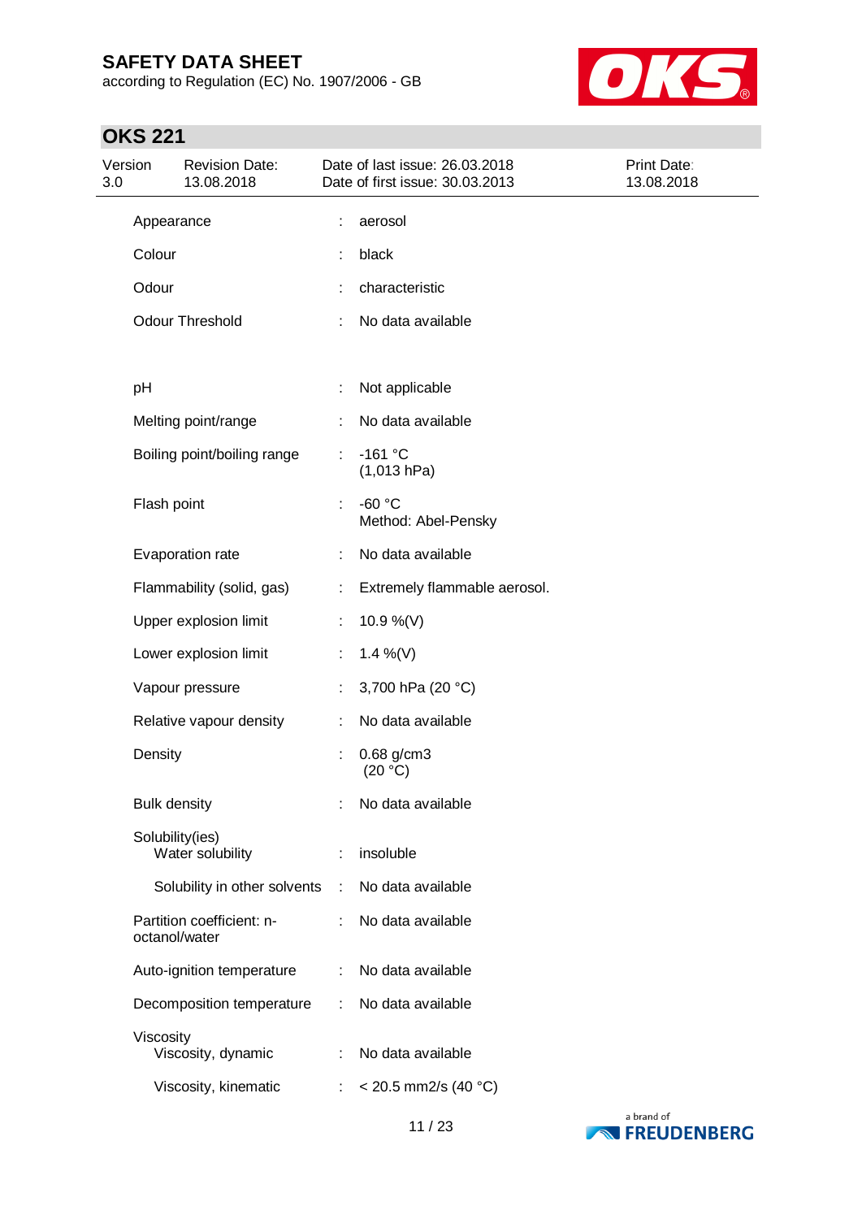| Property | | Value |
|---|---|---|
| Appearance | : | aerosol |
| Colour | : | black |
| Odour | : | characteristic |
| Odour Threshold | : | No data available |
| pH | : | Not applicable |
| Melting point/range | : | No data available |
| Boiling point/boiling range | : | -161 °C<br>(1,013 hPa) |
| Flash point | : | -60 °C<br>Method: Abel-Pensky |
| Evaporation rate | : | No data available |
| Flammability (solid, gas) | : | Extremely flammable aerosol. |
| Upper explosion limit | : | 10.9 %(V) |
| Lower explosion limit | : | 1.4 %(V) |
| Vapour pressure | : | 3,700 hPa (20 °C) |
| Relative vapour density | : | No data available |
| Density | : | 0.68 g/cm3<br>(20 °C) |
| Bulk density | : | No data available |
| Solubility(ies)<br>Water solubility | : | insoluble |
| Solubility in other solvents | : | No data available |
| Partition coefficient: n-octanol/water | : | No data available |
| Auto-ignition temperature | : | No data available |
| Decomposition temperature | : | No data available |
| Viscosity<br>Viscosity, dynamic | : | No data available |
| Viscosity, kinematic | : | < 20.5 mm2/s (40 °C) |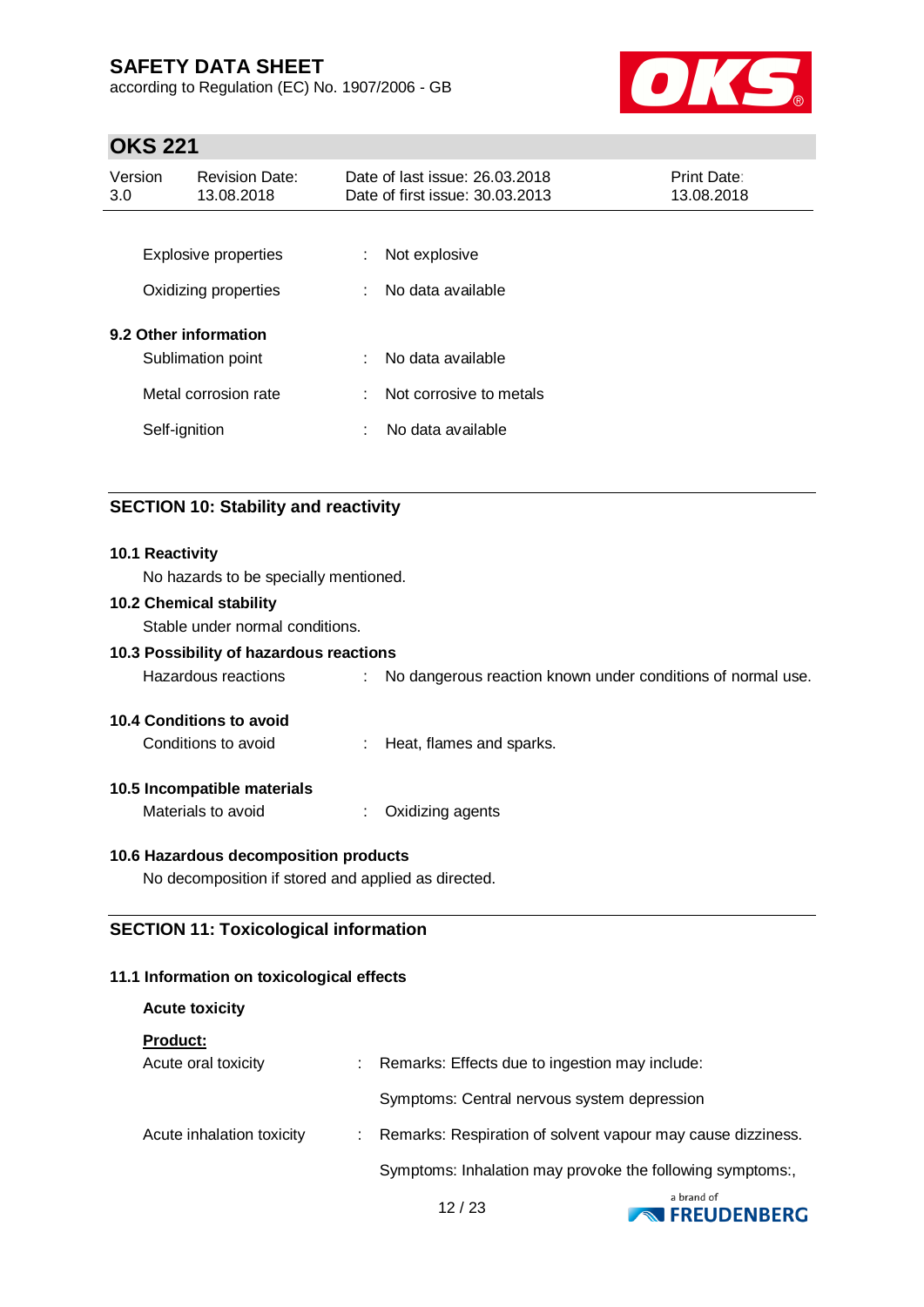| | | |
|---|---|---|
| Explosive properties | : | Not explosive |
| Oxidizing properties | : | No data available |

**9.2 Other information**

| | | |
|---|---|---|
| Sublimation point | : | No data available |
| Metal corrosion rate | : | Not corrosive to metals |
| Self-ignition | : | No data available |

## SECTION 10: Stability and reactivity

**10.1 Reactivity**

No hazards to be specially mentioned.

**10.2 Chemical stability**

Stable under normal conditions.

**10.3 Possibility of hazardous reactions**

Hazardous reactions : No dangerous reaction known under conditions of normal use.

**10.4 Conditions to avoid**

Conditions to avoid : Heat, flames and sparks.

**10.5 Incompatible materials**

Materials to avoid : Oxidizing agents

**10.6 Hazardous decomposition products**

No decomposition if stored and applied as directed.

## SECTION 11: Toxicological information

**11.1 Information on toxicological effects**

**Acute toxicity**

**Product:**

| | | |
|---|---|---|
| Acute oral toxicity | : | Remarks: Effects due to ingestion may include: |
| | | Symptoms: Central nervous system depression |
| Acute inhalation toxicity | : | Remarks: Respiration of solvent vapour may cause dizziness. |
| | | Symptoms: Inhalation may provoke the following symptoms:, |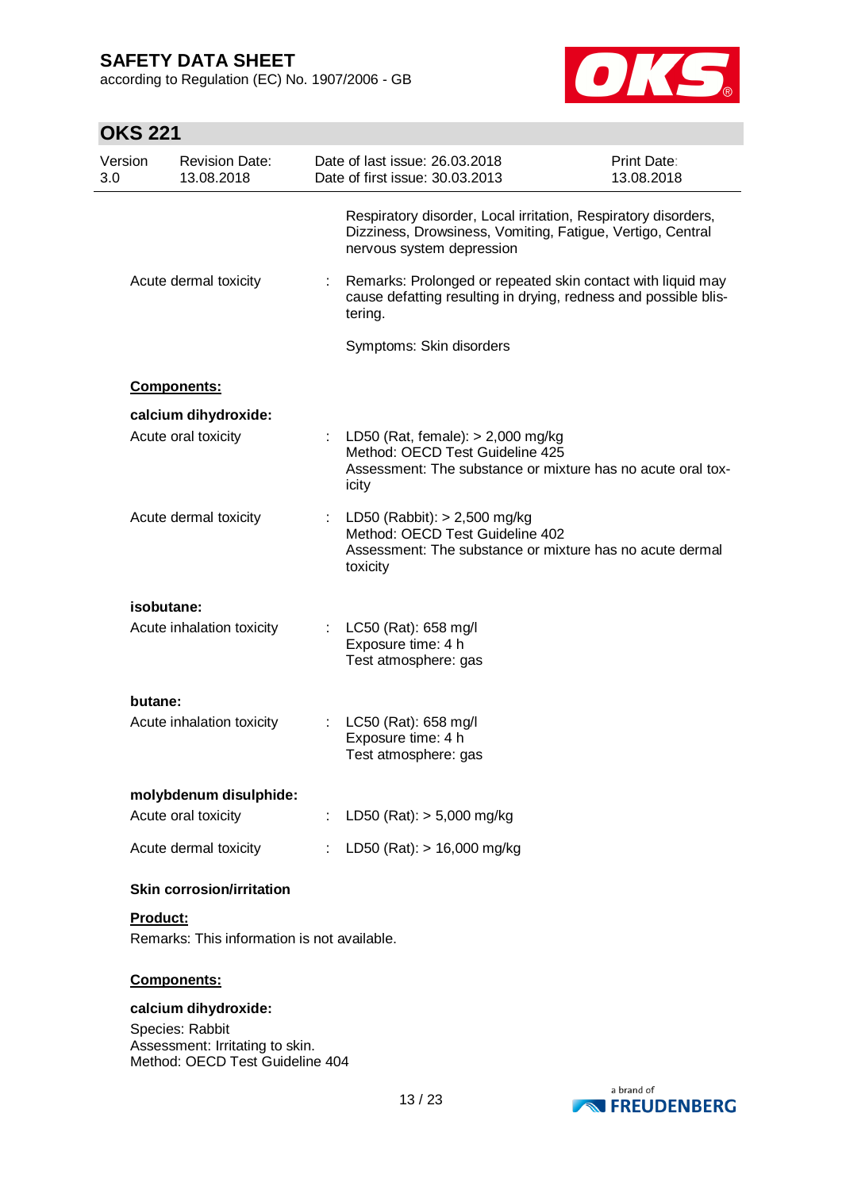Respiratory disorder, Local irritation, Respiratory disorders, Dizziness, Drowsiness, Vomiting, Fatigue, Vertigo, Central nervous system depression

Acute dermal toxicity : Remarks: Prolonged or repeated skin contact with liquid may cause defatting resulting in drying, redness and possible blistering.

Symptoms: Skin disorders

**Components:**

**calcium dihydroxide:**

Acute oral toxicity : LD50 (Rat, female): > 2,000 mg/kg
Method: OECD Test Guideline 425
Assessment: The substance or mixture has no acute oral toxicity

Acute dermal toxicity : LD50 (Rabbit): > 2,500 mg/kg
Method: OECD Test Guideline 402
Assessment: The substance or mixture has no acute dermal toxicity

**isobutane:**

Acute inhalation toxicity : LC50 (Rat): 658 mg/l
Exposure time: 4 h
Test atmosphere: gas

**butane:**

Acute inhalation toxicity : LC50 (Rat): 658 mg/l
Exposure time: 4 h
Test atmosphere: gas

**molybdenum disulphide:**

Acute oral toxicity : LD50 (Rat): > 5,000 mg/kg

Acute dermal toxicity : LD50 (Rat): > 16,000 mg/kg

**Skin corrosion/irritation**

**Product:**

Remarks: This information is not available.

**Components:**

**calcium dihydroxide:**

Species: Rabbit
Assessment: Irritating to skin.
Method: OECD Test Guideline 404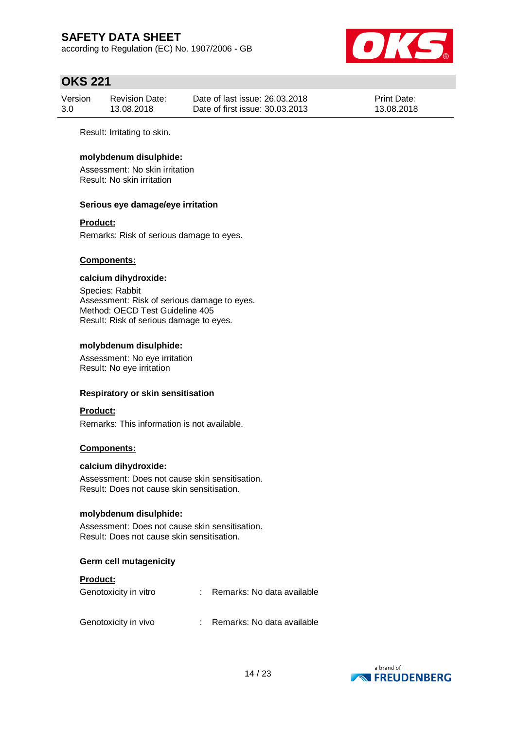Result: Irritating to skin.

**molybdenum disulphide:**

Assessment: No skin irritation
Result: No skin irritation

**Serious eye damage/eye irritation**

**Product:**

Remarks: Risk of serious damage to eyes.

**Components:**

**calcium dihydroxide:**

Species: Rabbit
Assessment: Risk of serious damage to eyes.
Method: OECD Test Guideline 405
Result: Risk of serious damage to eyes.

**molybdenum disulphide:**

Assessment: No eye irritation
Result: No eye irritation

**Respiratory or skin sensitisation**

**Product:**

Remarks: This information is not available.

**Components:**

**calcium dihydroxide:**

Assessment: Does not cause skin sensitisation.
Result: Does not cause skin sensitisation.

**molybdenum disulphide:**

Assessment: Does not cause skin sensitisation.
Result: Does not cause skin sensitisation.

**Germ cell mutagenicity**

**Product:**

Genotoxicity in vitro : Remarks: No data available

Genotoxicity in vivo : Remarks: No data available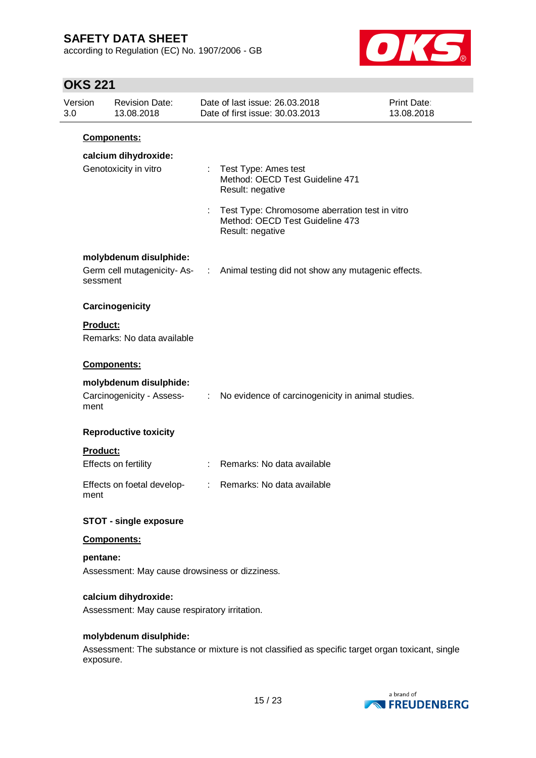**Components:**

**calcium dihydroxide:**

| | | |
|---|---|---|
| Genotoxicity in vitro | : | Test Type: Ames test<br>Method: OECD Test Guideline 471<br>Result: negative |
| | : | Test Type: Chromosome aberration test in vitro<br>Method: OECD Test Guideline 473<br>Result: negative |

**molybdenum disulphide:**

| | | |
|---|---|---|
| Germ cell mutagenicity- Assessment | : | Animal testing did not show any mutagenic effects. |

**Carcinogenicity**

**Product:**

Remarks: No data available

**Components:**

**molybdenum disulphide:**

| | | |
|---|---|---|
| Carcinogenicity - Assessment | : | No evidence of carcinogenicity in animal studies. |

**Reproductive toxicity**

**Product:**

| | | |
|---|---|---|
| Effects on fertility | : | Remarks: No data available |
| Effects on foetal development | : | Remarks: No data available |

**STOT - single exposure**

**Components:**

**pentane:**

Assessment: May cause drowsiness or dizziness.

**calcium dihydroxide:**

Assessment: May cause respiratory irritation.

**molybdenum disulphide:**

Assessment: The substance or mixture is not classified as specific target organ toxicant, single exposure.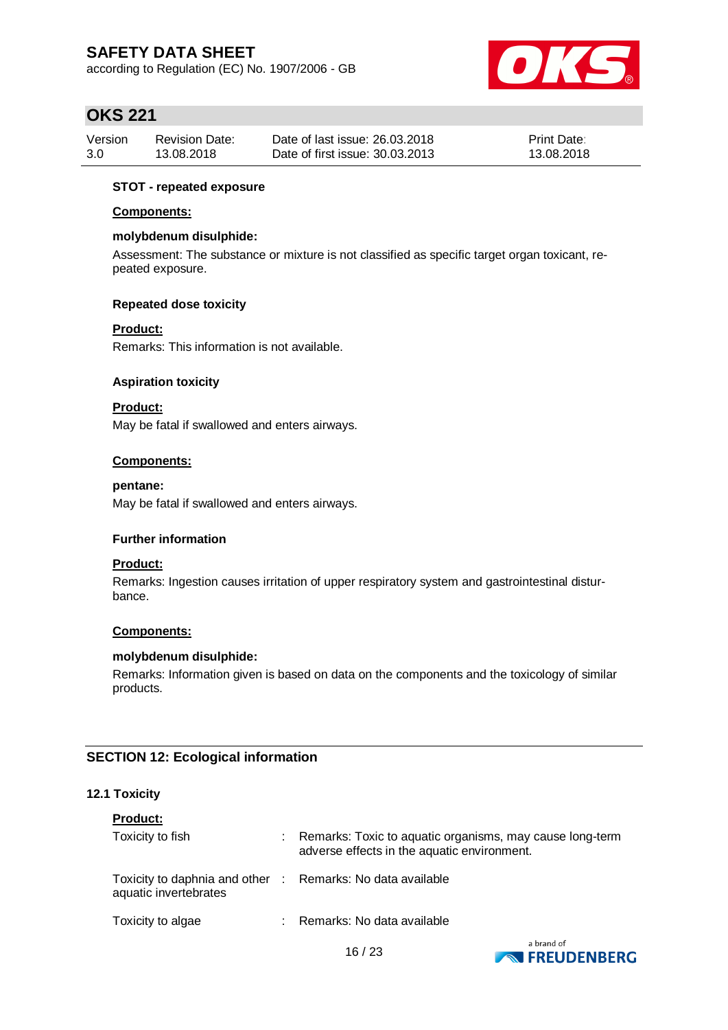**STOT - repeated exposure**

**Components:**

**molybdenum disulphide:**

Assessment: The substance or mixture is not classified as specific target organ toxicant, repeated exposure.

**Repeated dose toxicity**

**Product:**

Remarks: This information is not available.

**Aspiration toxicity**

**Product:**

May be fatal if swallowed and enters airways.

**Components:**

**pentane:**

May be fatal if swallowed and enters airways.

**Further information**

**Product:**

Remarks: Ingestion causes irritation of upper respiratory system and gastrointestinal disturbance.

**Components:**

**molybdenum disulphide:**

Remarks: Information given is based on data on the components and the toxicology of similar products.

## SECTION 12: Ecological information

### 12.1 Toxicity

**Product:**

| | | |
|---|---|---|
| Toxicity to fish | : | Remarks: Toxic to aquatic organisms, may cause long-term adverse effects in the aquatic environment. |
| Toxicity to daphnia and other aquatic invertebrates | : | Remarks: No data available |
| Toxicity to algae | : | Remarks: No data available |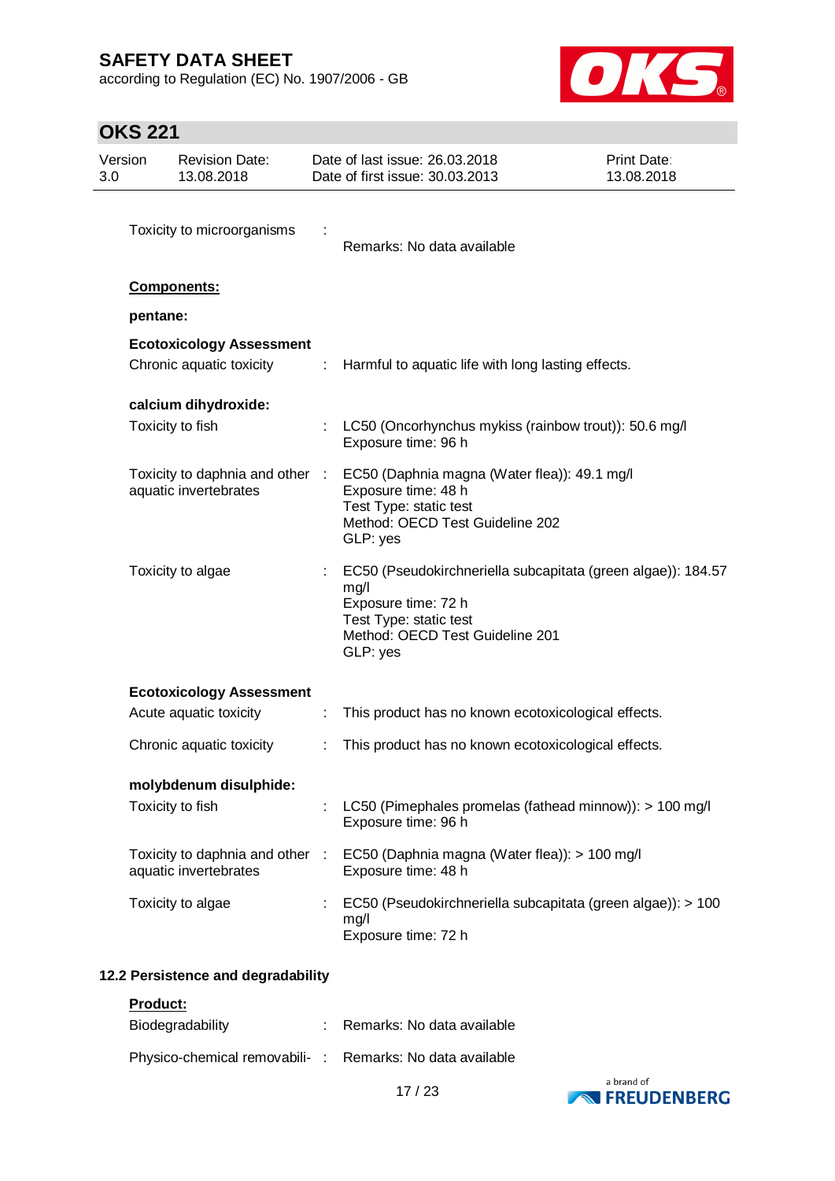Toxicity to microorganisms : Remarks: No data available

**Components:**

**pentane:**

**Ecotoxicology Assessment**

Chronic aquatic toxicity : Harmful to aquatic life with long lasting effects.

**calcium dihydroxide:**

Toxicity to fish : LC50 (Oncorhynchus mykiss (rainbow trout)): 50.6 mg/l
Exposure time: 96 h

Toxicity to daphnia and other aquatic invertebrates : EC50 (Daphnia magna (Water flea)): 49.1 mg/l
Exposure time: 48 h
Test Type: static test
Method: OECD Test Guideline 202
GLP: yes

Toxicity to algae : EC50 (Pseudokirchneriella subcapitata (green algae)): 184.57 mg/l
Exposure time: 72 h
Test Type: static test
Method: OECD Test Guideline 201
GLP: yes

**Ecotoxicology Assessment**

Acute aquatic toxicity : This product has no known ecotoxicological effects.

Chronic aquatic toxicity : This product has no known ecotoxicological effects.

**molybdenum disulphide:**

Toxicity to fish : LC50 (Pimephales promelas (fathead minnow)): > 100 mg/l
Exposure time: 96 h

Toxicity to daphnia and other aquatic invertebrates : EC50 (Daphnia magna (Water flea)): > 100 mg/l
Exposure time: 48 h

Toxicity to algae : EC50 (Pseudokirchneriella subcapitata (green algae)): > 100 mg/l
Exposure time: 72 h

## 12.2 Persistence and degradability

**Product:**

Biodegradability : Remarks: No data available

Physico-chemical removabili- : Remarks: No data available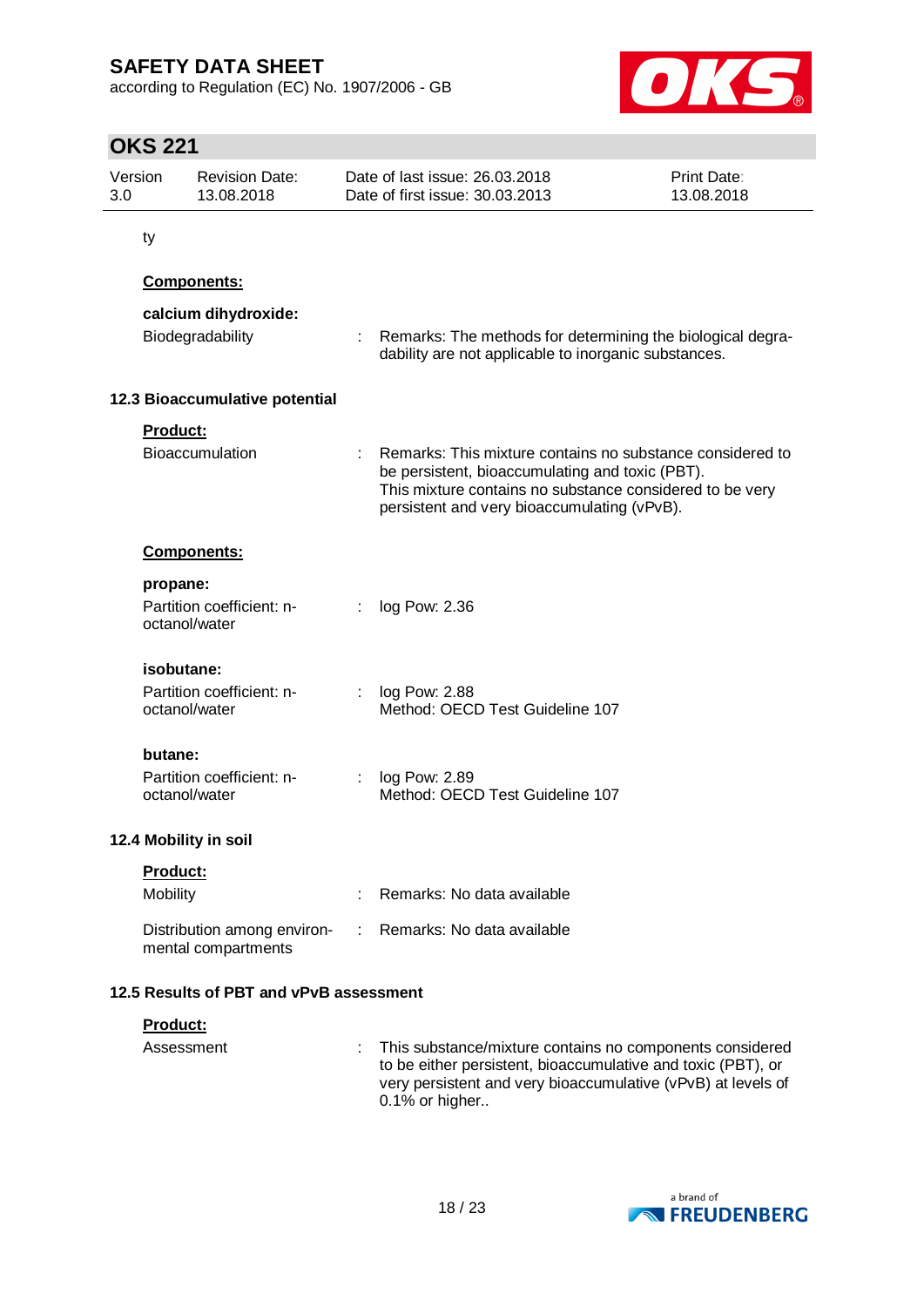ty

**Components:**

**calcium dihydroxide:**

| | | |
|---|---|---|
| Biodegradability | : | Remarks: The methods for determining the biological degradability are not applicable to inorganic substances. |

### 12.3 Bioaccumulative potential

**Product:**

| | | |
|---|---|---|
| Bioaccumulation | : | Remarks: This mixture contains no substance considered to be persistent, bioaccumulating and toxic (PBT). This mixture contains no substance considered to be very persistent and very bioaccumulating (vPvB). |

**Components:**

**propane:**

| | | |
|---|---|---|
| Partition coefficient: n-octanol/water | : | log Pow: 2.36 |

**isobutane:**

| | | |
|---|---|---|
| Partition coefficient: n-octanol/water | : | log Pow: 2.88<br>Method: OECD Test Guideline 107 |

**butane:**

| | | |
|---|---|---|
| Partition coefficient: n-octanol/water | : | log Pow: 2.89<br>Method: OECD Test Guideline 107 |

### 12.4 Mobility in soil

**Product:**

| | | |
|---|---|---|
| Mobility | : | Remarks: No data available |
| Distribution among environmental compartments | : | Remarks: No data available |

### 12.5 Results of PBT and vPvB assessment

**Product:**

| | | |
|---|---|---|
| Assessment | : | This substance/mixture contains no components considered to be either persistent, bioaccumulative and toxic (PBT), or very persistent and very bioaccumulative (vPvB) at levels of 0.1% or higher.. |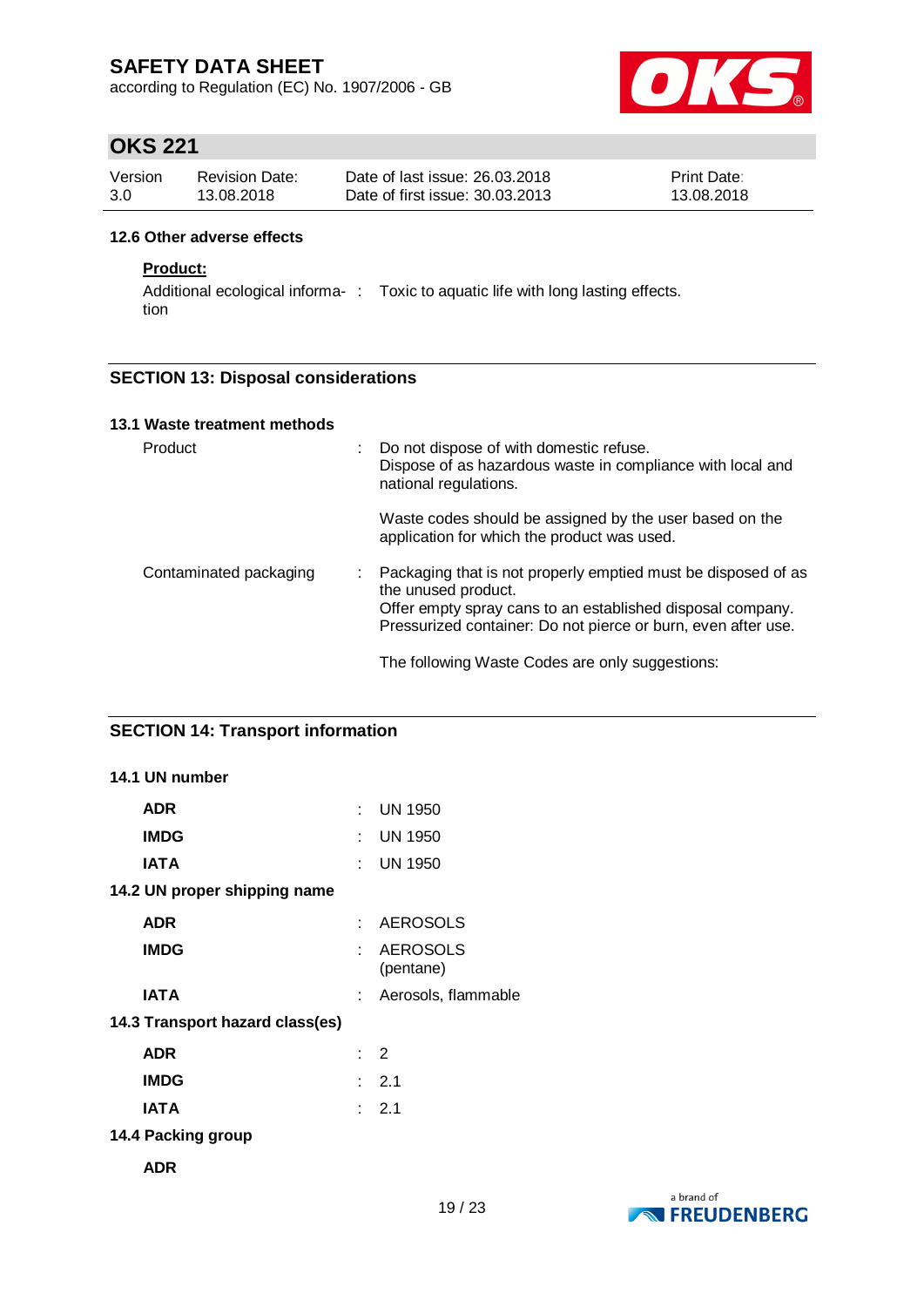### 12.6 Other adverse effects

**Product:**

Additional ecological information : Toxic to aquatic life with long lasting effects.

## SECTION 13: Disposal considerations

### 13.1 Waste treatment methods

| | | |
|---|---|---|
| Product | : | Do not dispose of with domestic refuse.<br>Dispose of as hazardous waste in compliance with local and national regulations.<br><br>Waste codes should be assigned by the user based on the application for which the product was used. |
| Contaminated packaging | : | Packaging that is not properly emptied must be disposed of as the unused product.<br>Offer empty spray cans to an established disposal company.<br>Pressurized container: Do not pierce or burn, even after use.<br><br>The following Waste Codes are only suggestions: |

## SECTION 14: Transport information

### 14.1 UN number

| | | |
|---|---|---|
| **ADR** | : | UN 1950 |
| **IMDG** | : | UN 1950 |
| **IATA** | : | UN 1950 |

### 14.2 UN proper shipping name

| | | |
|---|---|---|
| **ADR** | : | AEROSOLS |
| **IMDG** | : | AEROSOLS<br>(pentane) |
| **IATA** | : | Aerosols, flammable |

### 14.3 Transport hazard class(es)

| | | |
|---|---|---|
| **ADR** | : | 2 |
| **IMDG** | : | 2.1 |
| **IATA** | : | 2.1 |

### 14.4 Packing group

**ADR**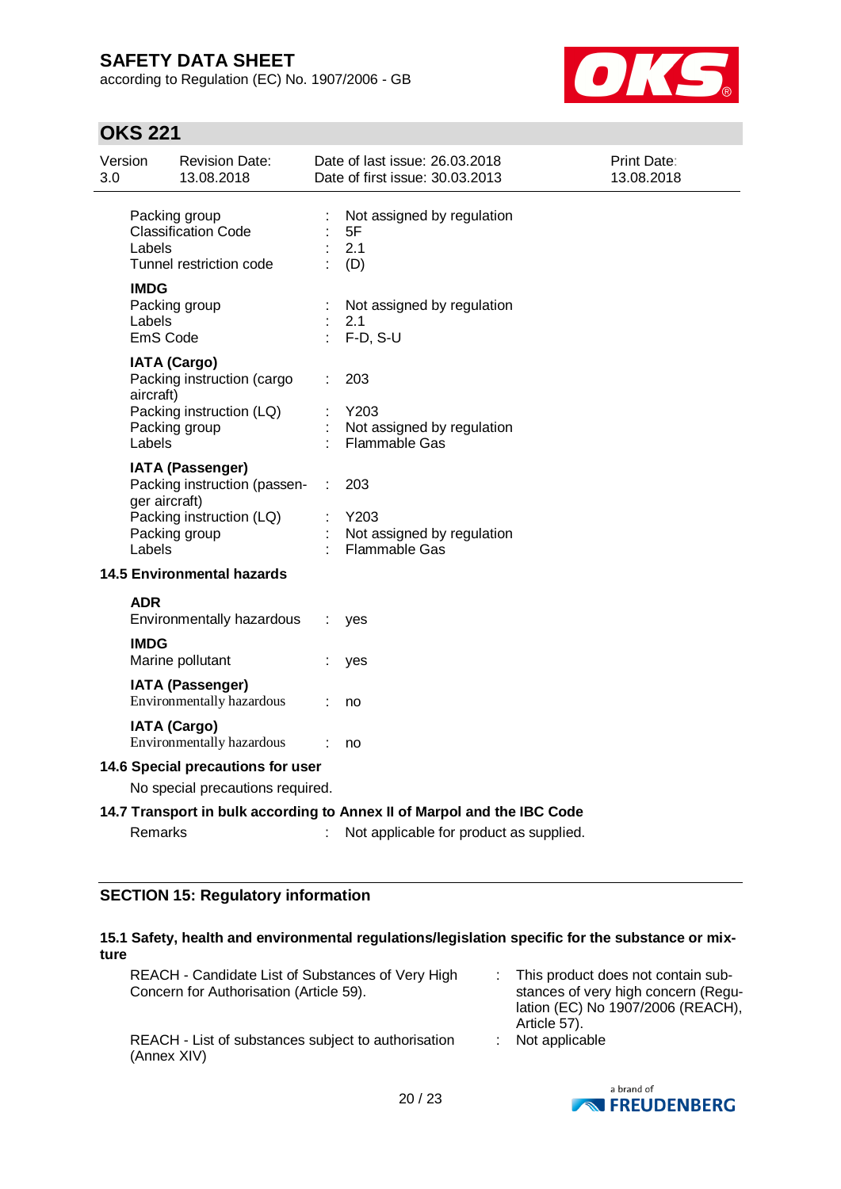| | | |
|---|---|---|
| Packing group | : | Not assigned by regulation |
| Classification Code | : | 5F |
| Labels | : | 2.1 |
| Tunnel restriction code | : | (D) |

**IMDG**

| | | |
|---|---|---|
| Packing group | : | Not assigned by regulation |
| Labels | : | 2.1 |
| EmS Code | : | F-D, S-U |

**IATA (Cargo)**

| | | |
|---|---|---|
| Packing instruction (cargo aircraft) | : | 203 |
| Packing instruction (LQ) | : | Y203 |
| Packing group | : | Not assigned by regulation |
| Labels | : | Flammable Gas |

**IATA (Passenger)**

| | | |
|---|---|---|
| Packing instruction (passenger aircraft) | : | 203 |
| Packing instruction (LQ) | : | Y203 |
| Packing group | : | Not assigned by regulation |
| Labels | : | Flammable Gas |

### 14.5 Environmental hazards

**ADR**

Environmentally hazardous : yes

**IMDG**

Marine pollutant : yes

**IATA (Passenger)**

Environmentally hazardous : no

**IATA (Cargo)**

Environmentally hazardous : no

### 14.6 Special precautions for user

No special precautions required.

### 14.7 Transport in bulk according to Annex II of Marpol and the IBC Code

Remarks : Not applicable for product as supplied.

## SECTION 15: Regulatory information

### 15.1 Safety, health and environmental regulations/legislation specific for the substance or mixture

| | | |
|---|---|---|
| REACH - Candidate List of Substances of Very High Concern for Authorisation (Article 59). | : | This product does not contain substances of very high concern (Regulation (EC) No 1907/2006 (REACH), Article 57). |
| REACH - List of substances subject to authorisation (Annex XIV) | : | Not applicable |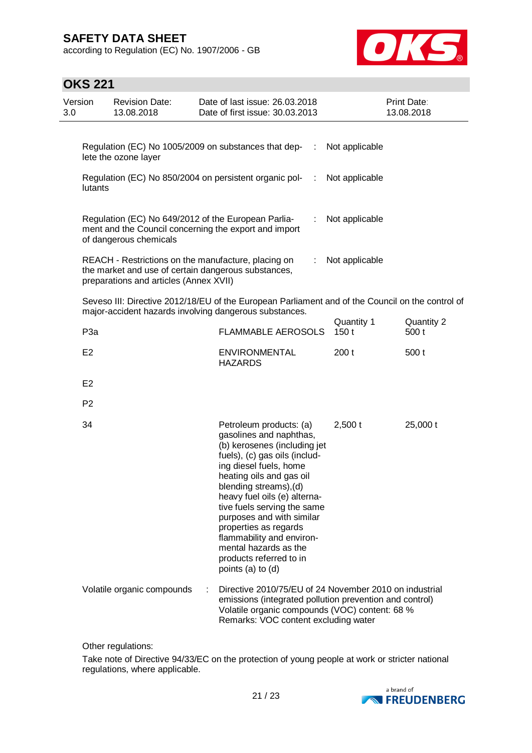| | | |
|---|---|---|
| Regulation (EC) No 1005/2009 on substances that deplete the ozone layer | : | Not applicable |
| Regulation (EC) No 850/2004 on persistent organic pollutants | : | Not applicable |
| Regulation (EC) No 649/2012 of the European Parliament and the Council concerning the export and import of dangerous chemicals | : | Not applicable |
| REACH - Restrictions on the manufacture, placing on the market and use of certain dangerous substances, preparations and articles (Annex XVII) | : | Not applicable |

Seveso III: Directive 2012/18/EU of the European Parliament and of the Council on the control of major-accident hazards involving dangerous substances.

| | | Quantity 1 | Quantity 2 |
|---|---|---|---|
| P3a | FLAMMABLE AEROSOLS | 150 t | 500 t |
| E2 | ENVIRONMENTAL HAZARDS | 200 t | 500 t |
| E2 | | | |
| P2 | | | |
| 34 | Petroleum products: (a) gasolines and naphthas, (b) kerosenes (including jet fuels), (c) gas oils (including diesel fuels, home heating oils and gas oil blending streams),(d) heavy fuel oils (e) alternative fuels serving the same purposes and with similar properties as regards flammability and environmental hazards as the products referred to in points (a) to (d) | 2,500 t | 25,000 t |

| | | |
|---|---|---|
| Volatile organic compounds | : | Directive 2010/75/EU of 24 November 2010 on industrial emissions (integrated pollution prevention and control)<br>Volatile organic compounds (VOC) content: 68 %<br>Remarks: VOC content excluding water |

Other regulations:

Take note of Directive 94/33/EC on the protection of young people at work or stricter national regulations, where applicable.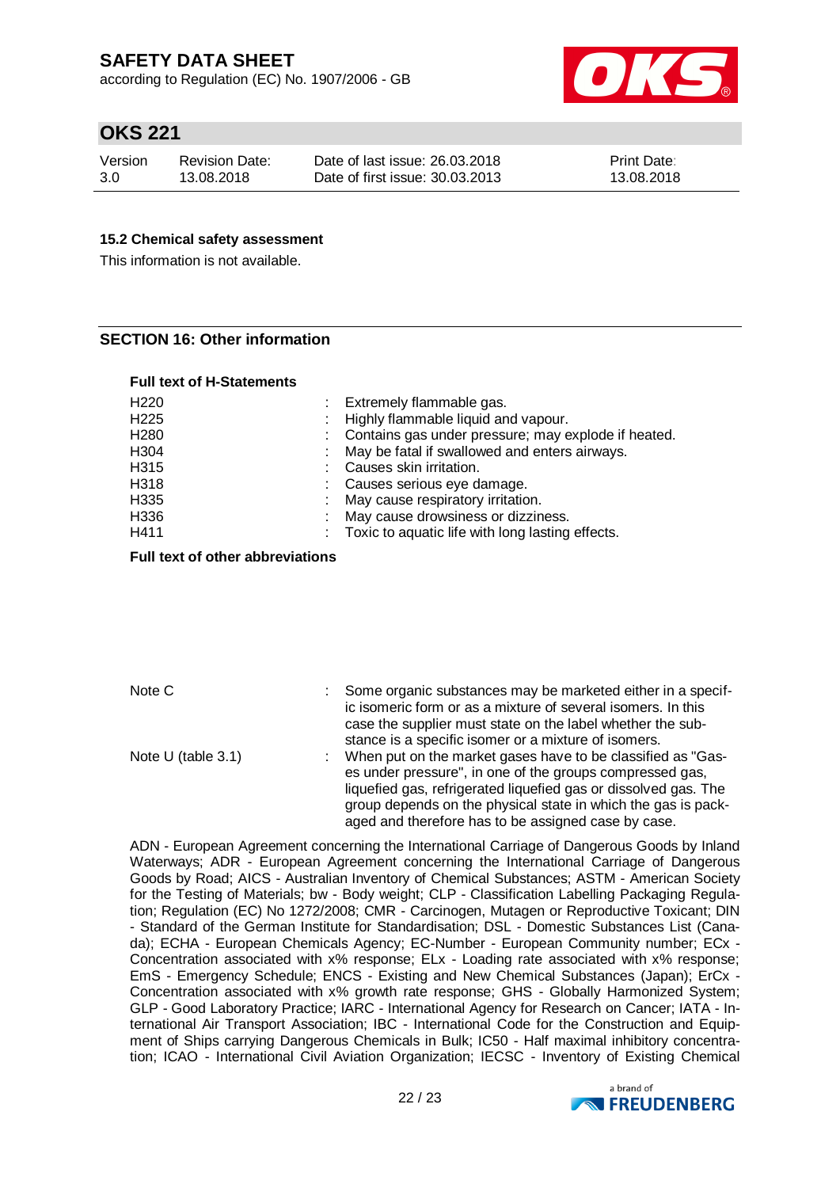### 15.2 Chemical safety assessment

This information is not available.

## SECTION 16: Other information

**Full text of H-Statements**

| | | |
|---|---|---|
| H220 | : | Extremely flammable gas. |
| H225 | : | Highly flammable liquid and vapour. |
| H280 | : | Contains gas under pressure; may explode if heated. |
| H304 | : | May be fatal if swallowed and enters airways. |
| H315 | : | Causes skin irritation. |
| H318 | : | Causes serious eye damage. |
| H335 | : | May cause respiratory irritation. |
| H336 | : | May cause drowsiness or dizziness. |
| H411 | : | Toxic to aquatic life with long lasting effects. |

**Full text of other abbreviations**

| | | |
|---|---|---|
| Note C | : | Some organic substances may be marketed either in a specific isomeric form or as a mixture of several isomers. In this case the supplier must state on the label whether the substance is a specific isomer or a mixture of isomers. |
| Note U (table 3.1) | : | When put on the market gases have to be classified as "Gases under pressure", in one of the groups compressed gas, liquefied gas, refrigerated liquefied gas or dissolved gas. The group depends on the physical state in which the gas is packaged and therefore has to be assigned case by case. |

ADN - European Agreement concerning the International Carriage of Dangerous Goods by Inland Waterways; ADR - European Agreement concerning the International Carriage of Dangerous Goods by Road; AICS - Australian Inventory of Chemical Substances; ASTM - American Society for the Testing of Materials; bw - Body weight; CLP - Classification Labelling Packaging Regulation; Regulation (EC) No 1272/2008; CMR - Carcinogen, Mutagen or Reproductive Toxicant; DIN - Standard of the German Institute for Standardisation; DSL - Domestic Substances List (Canada); ECHA - European Chemicals Agency; EC-Number - European Community number; ECx - Concentration associated with x% response; ELx - Loading rate associated with x% response; EmS - Emergency Schedule; ENCS - Existing and New Chemical Substances (Japan); ErCx - Concentration associated with x% growth rate response; GHS - Globally Harmonized System; GLP - Good Laboratory Practice; IARC - International Agency for Research on Cancer; IATA - International Air Transport Association; IBC - International Code for the Construction and Equipment of Ships carrying Dangerous Chemicals in Bulk; IC50 - Half maximal inhibitory concentration; ICAO - International Civil Aviation Organization; IECSC - Inventory of Existing Chemical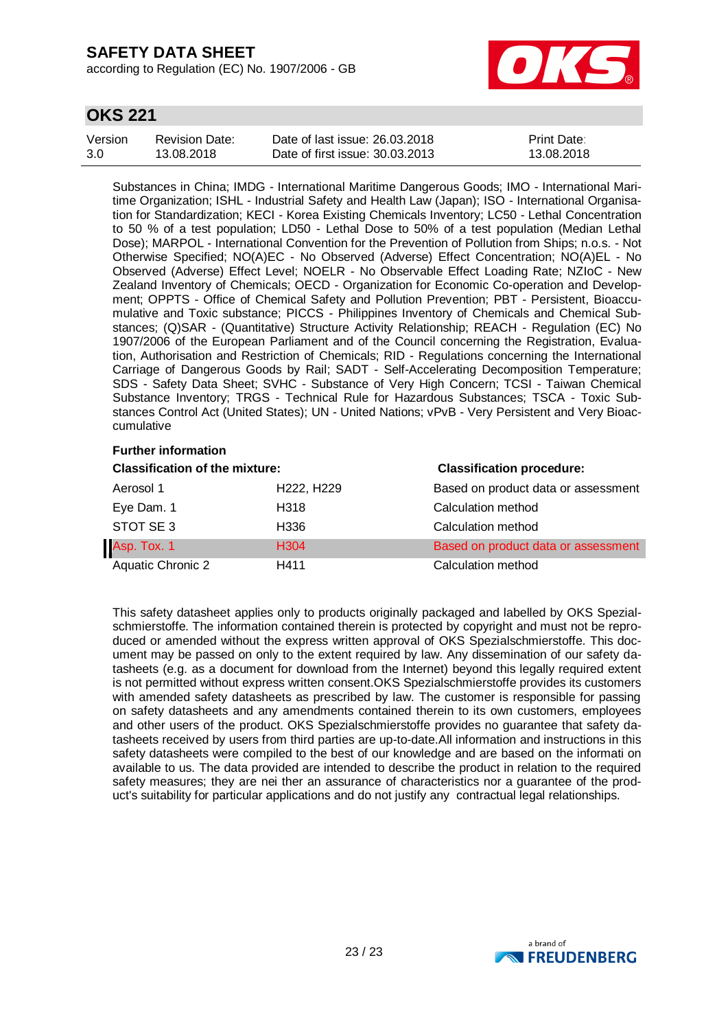Substances in China; IMDG - International Maritime Dangerous Goods; IMO - International Maritime Organization; ISHL - Industrial Safety and Health Law (Japan); ISO - International Organisation for Standardization; KECI - Korea Existing Chemicals Inventory; LC50 - Lethal Concentration to 50 % of a test population; LD50 - Lethal Dose to 50% of a test population (Median Lethal Dose); MARPOL - International Convention for the Prevention of Pollution from Ships; n.o.s. - Not Otherwise Specified; NO(A)EC - No Observed (Adverse) Effect Concentration; NO(A)EL - No Observed (Adverse) Effect Level; NOELR - No Observable Effect Loading Rate; NZIoC - New Zealand Inventory of Chemicals; OECD - Organization for Economic Co-operation and Development; OPPTS - Office of Chemical Safety and Pollution Prevention; PBT - Persistent, Bioaccumulative and Toxic substance; PICCS - Philippines Inventory of Chemicals and Chemical Substances; (Q)SAR - (Quantitative) Structure Activity Relationship; REACH - Regulation (EC) No 1907/2006 of the European Parliament and of the Council concerning the Registration, Evaluation, Authorisation and Restriction of Chemicals; RID - Regulations concerning the International Carriage of Dangerous Goods by Rail; SADT - Self-Accelerating Decomposition Temperature; SDS - Safety Data Sheet; SVHC - Substance of Very High Concern; TCSI - Taiwan Chemical Substance Inventory; TRGS - Technical Rule for Hazardous Substances; TSCA - Toxic Substances Control Act (United States); UN - United Nations; vPvB - Very Persistent and Very Bioaccumulative

**Further information**

| Classification of the mixture: | | Classification procedure: |
|---|---|---|
| Aerosol 1 | H222, H229 | Based on product data or assessment |
| Eye Dam. 1 | H318 | Calculation method |
| STOT SE 3 | H336 | Calculation method |
| Asp. Tox. 1 | H304 | Based on product data or assessment |
| Aquatic Chronic 2 | H411 | Calculation method |

This safety datasheet applies only to products originally packaged and labelled by OKS Spezialschmierstoffe. The information contained therein is protected by copyright and must not be reproduced or amended without the express written approval of OKS Spezialschmierstoffe. This document may be passed on only to the extent required by law. Any dissemination of our safety datasheets (e.g. as a document for download from the Internet) beyond this legally required extent is not permitted without express written consent.OKS Spezialschmierstoffe provides its customers with amended safety datasheets as prescribed by law. The customer is responsible for passing on safety datasheets and any amendments contained therein to its own customers, employees and other users of the product. OKS Spezialschmierstoffe provides no guarantee that safety datasheets received by users from third parties are up-to-date.All information and instructions in this safety datasheets were compiled to the best of our knowledge and are based on the informati on available to us. The data provided are intended to describe the product in relation to the required safety measures; they are nei ther an assurance of characteristics nor a guarantee of the product's suitability for particular applications and do not justify any contractual legal relationships.